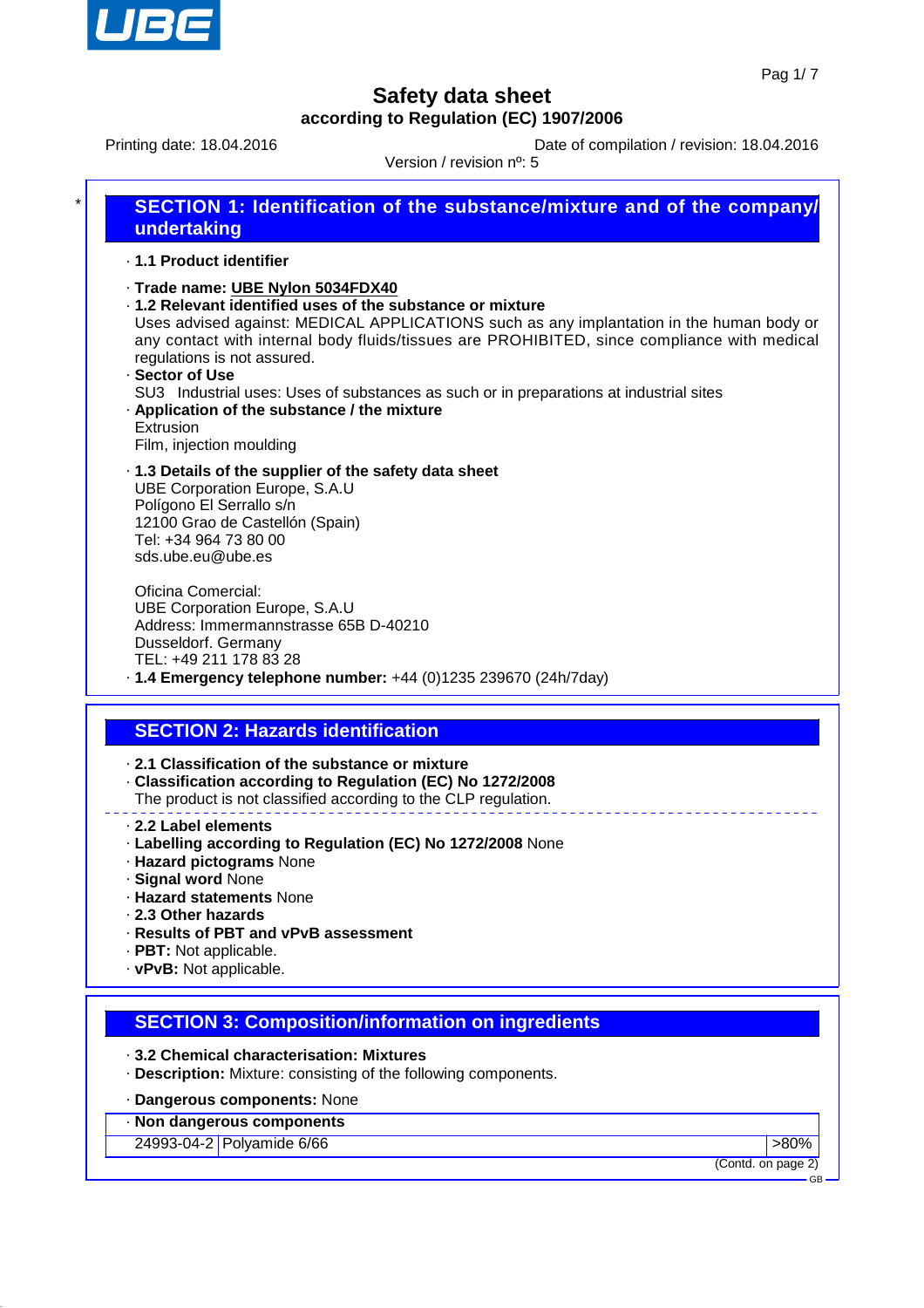# Safety data sheet

**according to Regulation (EC) 1907/2006**

Printing date: 18.04.2016 Date of compilation / revision: 18.04.2016

Version / revision nº: 5

## SECTION 1: Identification of the substance/mixture and of the company/undertaking

· **1.1 Product identifier**

· **Trade name: UBE Nylon 5034FDX40**

· **1.2 Relevant identified uses of the substance or mixture**

Uses advised against: MEDICAL APPLICATIONS such as any implantation in the human body or any contact with internal body fluids/tissues are PROHIBITED, since compliance with medical regulations is not assured.

· **Sector of Use**

SU3 Industrial uses: Uses of substances as such or in preparations at industrial sites

· **Application of the substance / the mixture**

Extrusion

Film, injection moulding

· **1.3 Details of the supplier of the safety data sheet**

UBE Corporation Europe, S.A.U
Polígono El Serrallo s/n
12100 Grao de Castellón (Spain)
Tel: +34 964 73 80 00
sds.ube.eu@ube.es

Oficina Comercial:
UBE Corporation Europe, S.A.U
Address: Immermannstrasse 65B D-40210
Dusseldorf. Germany
TEL: +49 211 178 83 28

· **1.4 Emergency telephone number:** +44 (0)1235 239670 (24h/7day)

## SECTION 2: Hazards identification

· **2.1 Classification of the substance or mixture**

· **Classification according to Regulation (EC) No 1272/2008**

The product is not classified according to the CLP regulation.

· **2.2 Label elements**

· **Labelling according to Regulation (EC) No 1272/2008** None

· **Hazard pictograms** None

· **Signal word** None

· **Hazard statements** None

· **2.3 Other hazards**

· **Results of PBT and vPvB assessment**

· **PBT:** Not applicable.

· **vPvB:** Not applicable.

## SECTION 3: Composition/information on ingredients

· **3.2 Chemical characterisation: Mixtures**

· **Description:** Mixture: consisting of the following components.

· **Dangerous components:** None

| · Non dangerous components | | |
|---|---|---|
| 24993-04-2 | Polyamide 6/66 | >80% |

(Contd. on page 2)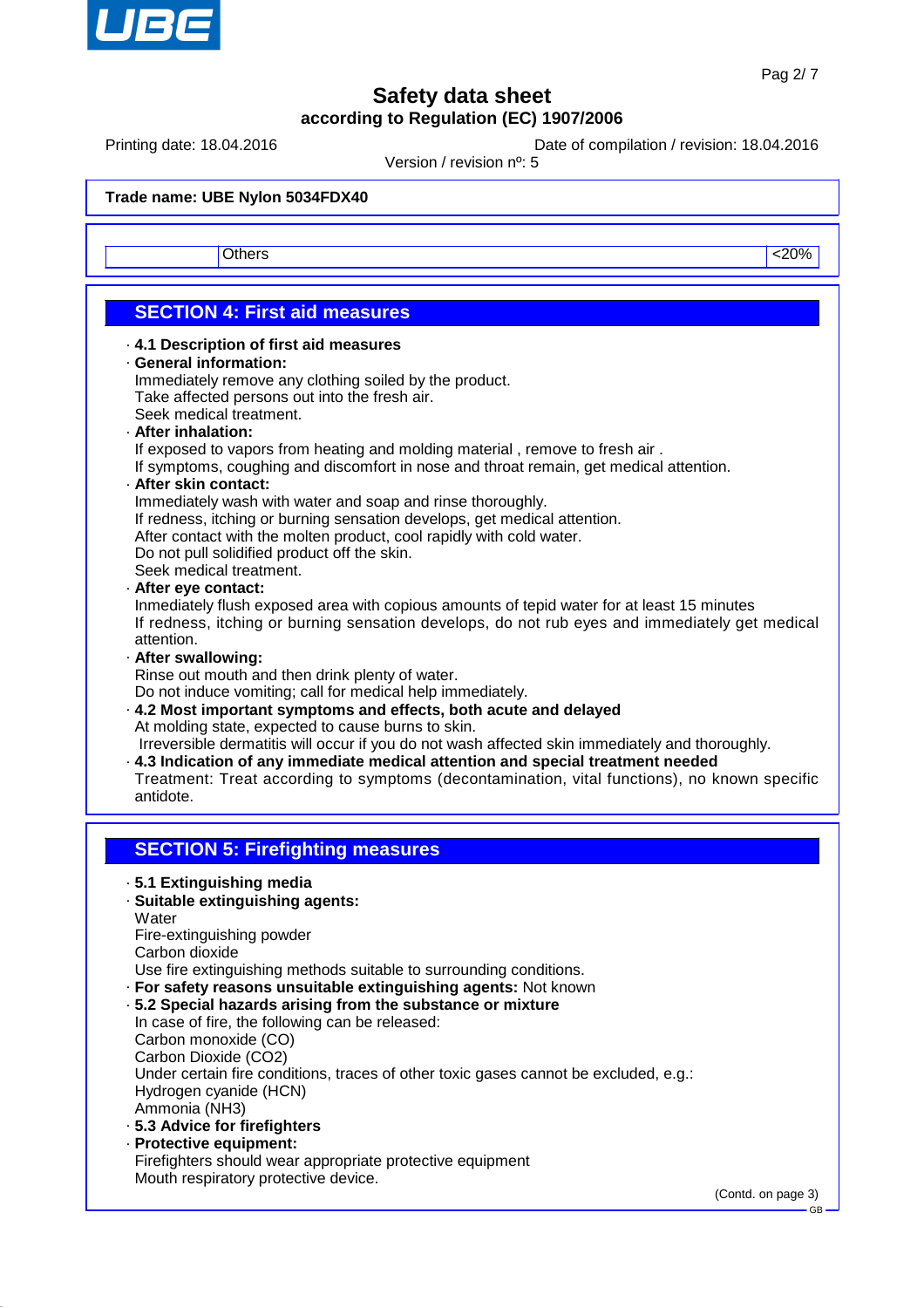Trade name: UBE Nylon 5034FDX40

| | | |
|---|---|---|
| | Others | <20% |

## SECTION 4: First aid measures

· **4.1 Description of first aid measures**

· **General information:**

Immediately remove any clothing soiled by the product.
Take affected persons out into the fresh air.
Seek medical treatment.

· **After inhalation:**

If exposed to vapors from heating and molding material , remove to fresh air .
If symptoms, coughing and discomfort in nose and throat remain, get medical attention.

· **After skin contact:**

Immediately wash with water and soap and rinse thoroughly.
If redness, itching or burning sensation develops, get medical attention.
After contact with the molten product, cool rapidly with cold water.
Do not pull solidified product off the skin.
Seek medical treatment.

· **After eye contact:**

Inmediately flush exposed area with copious amounts of tepid water for at least 15 minutes
If redness, itching or burning sensation develops, do not rub eyes and immediately get medical attention.

· **After swallowing:**

Rinse out mouth and then drink plenty of water.
Do not induce vomiting; call for medical help immediately.

· **4.2 Most important symptoms and effects, both acute and delayed**

At molding state, expected to cause burns to skin.
Irreversible dermatitis will occur if you do not wash affected skin immediately and thoroughly.

· **4.3 Indication of any immediate medical attention and special treatment needed**

Treatment: Treat according to symptoms (decontamination, vital functions), no known specific antidote.

## SECTION 5: Firefighting measures

· **5.1 Extinguishing media**

· **Suitable extinguishing agents:**

Water
Fire-extinguishing powder
Carbon dioxide
Use fire extinguishing methods suitable to surrounding conditions.

· **For safety reasons unsuitable extinguishing agents:** Not known

· **5.2 Special hazards arising from the substance or mixture**

In case of fire, the following can be released:
Carbon monoxide (CO)
Carbon Dioxide ($CO_2$)
Under certain fire conditions, traces of other toxic gases cannot be excluded, e.g.:
Hydrogen cyanide (HCN)
Ammonia ($NH_3$)

· **5.3 Advice for firefighters**

· **Protective equipment:**

Firefighters should wear appropriate protective equipment
Mouth respiratory protective device.

(Contd. on page 3)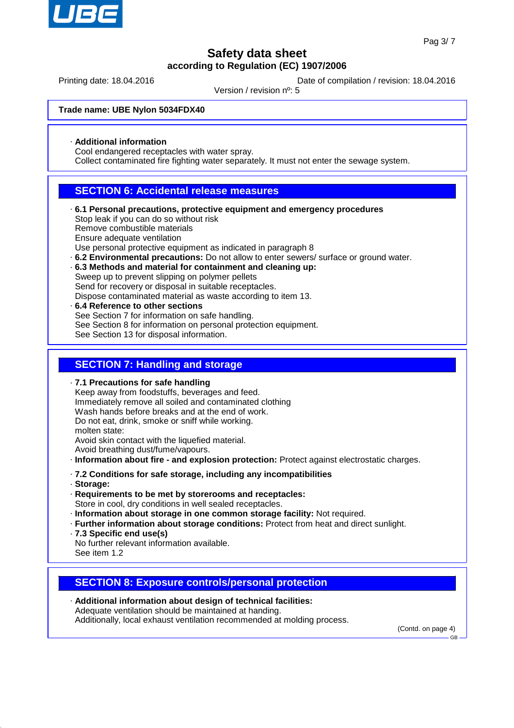Trade name: UBE Nylon 5034FDX40

· **Additional information**
Cool endangered receptacles with water spray.
Collect contaminated fire fighting water separately. It must not enter the sewage system.

## SECTION 6: Accidental release measures

· **6.1 Personal precautions, protective equipment and emergency procedures**
Stop leak if you can do so without risk
Remove combustible materials
Ensure adequate ventilation
Use personal protective equipment as indicated in paragraph 8
· **6.2 Environmental precautions:** Do not allow to enter sewers/ surface or ground water.
· **6.3 Methods and material for containment and cleaning up:**
Sweep up to prevent slipping on polymer pellets
Send for recovery or disposal in suitable receptacles.
Dispose contaminated material as waste according to item 13.
· **6.4 Reference to other sections**
See Section 7 for information on safe handling.
See Section 8 for information on personal protection equipment.
See Section 13 for disposal information.

## SECTION 7: Handling and storage

· **7.1 Precautions for safe handling**
Keep away from foodstuffs, beverages and feed.
Immediately remove all soiled and contaminated clothing
Wash hands before breaks and at the end of work.
Do not eat, drink, smoke or sniff while working.
molten state:
Avoid skin contact with the liquefied material.
Avoid breathing dust/fume/vapours.
· **Information about fire - and explosion protection:** Protect against electrostatic charges.

· **7.2 Conditions for safe storage, including any incompatibilities**
· **Storage:**
· **Requirements to be met by storerooms and receptacles:**
Store in cool, dry conditions in well sealed receptacles.
· **Information about storage in one common storage facility:** Not required.
· **Further information about storage conditions:** Protect from heat and direct sunlight.
· **7.3 Specific end use(s)**
No further relevant information available.
See item 1.2

## SECTION 8: Exposure controls/personal protection

· **Additional information about design of technical facilities:**
Adequate ventilation should be maintained at handing.
Additionally, local exhaust ventilation recommended at molding process.

(Contd. on page 4)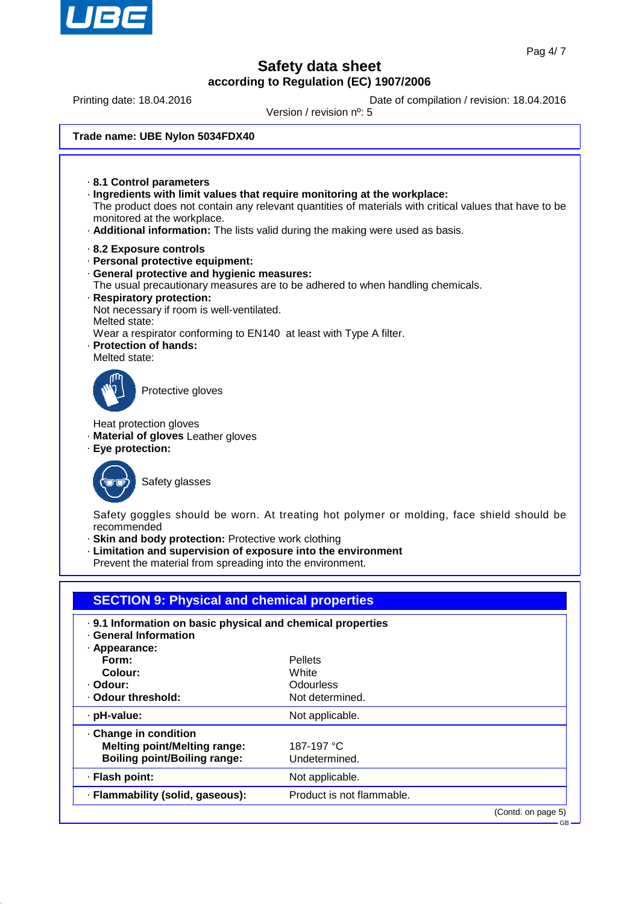**Trade name: UBE Nylon 5034FDX40**

· **8.1 Control parameters**
· **Ingredients with limit values that require monitoring at the workplace:**
The product does not contain any relevant quantities of materials with critical values that have to be monitored at the workplace.
· **Additional information:** The lists valid during the making were used as basis.

· **8.2 Exposure controls**
· **Personal protective equipment:**
· **General protective and hygienic measures:**
The usual precautionary measures are to be adhered to when handling chemicals.
· **Respiratory protection:**
Not necessary if room is well-ventilated.
Melted state:
Wear a respirator conforming to EN140 at least with Type A filter.
· **Protection of hands:**
Melted state:

Protective gloves

Heat protection gloves
· **Material of gloves** Leather gloves
· **Eye protection:**

Safety glasses

Safety goggles should be worn. At treating hot polymer or molding, face shield should be recommended
· **Skin and body protection:** Protective work clothing
· **Limitation and supervision of exposure into the environment**
Prevent the material from spreading into the environment.

## SECTION 9: Physical and chemical properties

· **9.1 Information on basic physical and chemical properties**
· **General Information**

| | |
|---|---|
| · **Appearance:** | |
| **Form:** | Pellets |
| **Colour:** | White |
| · **Odour:** | Odourless |
| · **Odour threshold:** | Not determined. |
| · **pH-value:** | Not applicable. |
| · **Change in condition** | |
| **Melting point/Melting range:** | 187-197 °C |
| **Boiling point/Boiling range:** | Undetermined. |
| · **Flash point:** | Not applicable. |
| · **Flammability (solid, gaseous):** | Product is not flammable. |

(Contd. on page 5)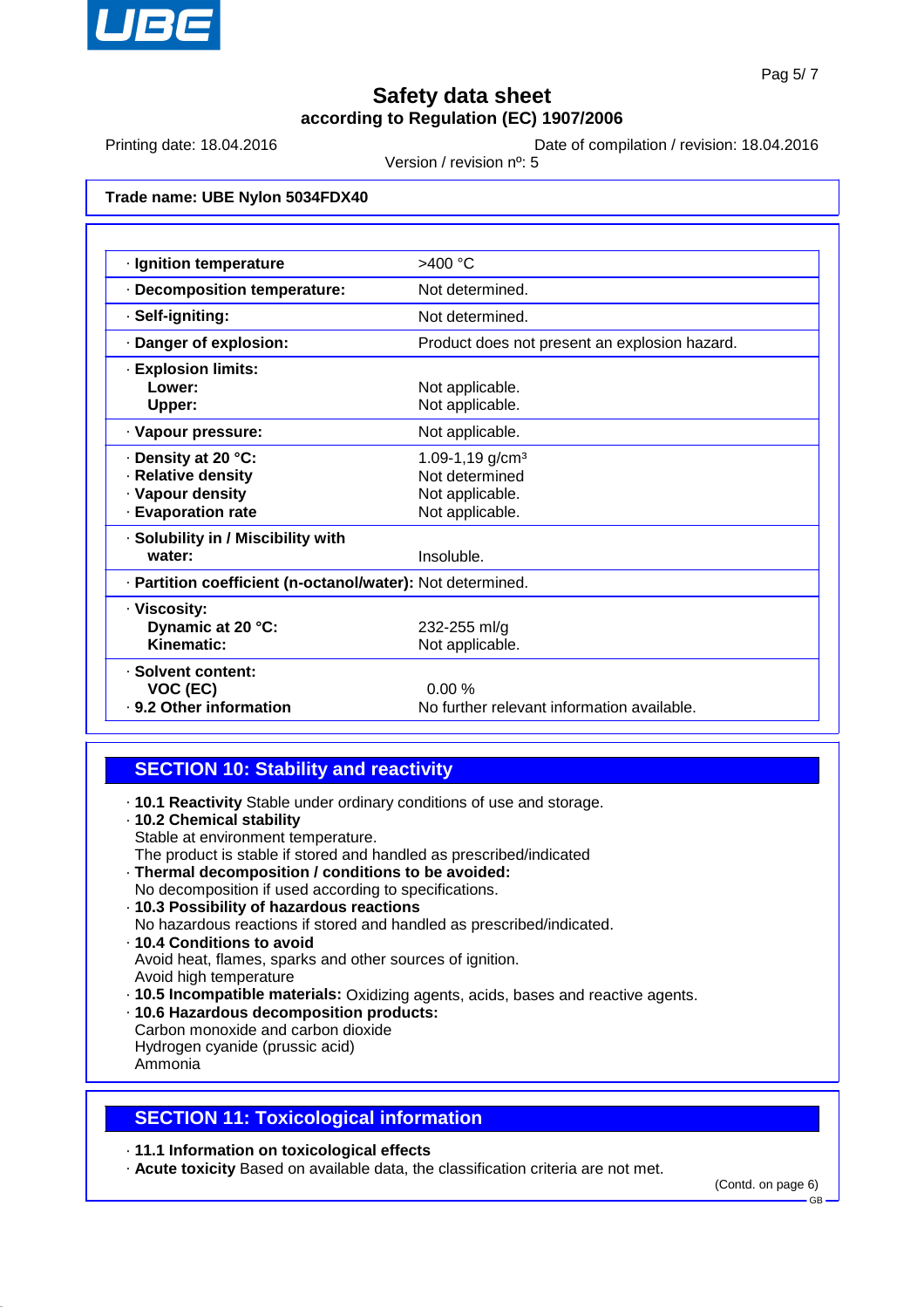Trade name: UBE Nylon 5034FDX40

| | |
|---|---|
| · **Ignition temperature** | >400 °C |
| · **Decomposition temperature:** | Not determined. |
| · **Self-igniting:** | Not determined. |
| · **Danger of explosion:** | Product does not present an explosion hazard. |
| · **Explosion limits:** **Lower:** **Upper:** | Not applicable. Not applicable. |
| · **Vapour pressure:** | Not applicable. |
| · **Density at 20 °C:** · **Relative density** · **Vapour density** · **Evaporation rate** | 1.09-1,19 g/cm³ Not determined Not applicable. Not applicable. |
| · **Solubility in / Miscibility with water:** | Insoluble. |
| · **Partition coefficient (n-octanol/water):** | Not determined. |
| · **Viscosity:** **Dynamic at 20 °C:** **Kinematic:** | 232-255 ml/g Not applicable. |
| · **Solvent content:** **VOC (EC)** | 0.00 % |
| · **9.2 Other information** | No further relevant information available. |

## SECTION 10: Stability and reactivity

· **10.1 Reactivity** Stable under ordinary conditions of use and storage.
· **10.2 Chemical stability**
Stable at environment temperature.
The product is stable if stored and handled as prescribed/indicated
· **Thermal decomposition / conditions to be avoided:**
No decomposition if used according to specifications.
· **10.3 Possibility of hazardous reactions**
No hazardous reactions if stored and handled as prescribed/indicated.
· **10.4 Conditions to avoid**
Avoid heat, sparks and other sources of ignition.
Avoid high temperature
· **10.5 Incompatible materials:** Oxidizing agents, acids, bases and reactive agents.
· **10.6 Hazardous decomposition products:**
Carbon monoxide and carbon dioxide
Hydrogen cyanide (prussic acid)
Ammonia

## SECTION 11: Toxicological information

· **11.1 Information on toxicological effects**
· **Acute toxicity** Based on available data, the classification criteria are not met.

(Contd. on page 6)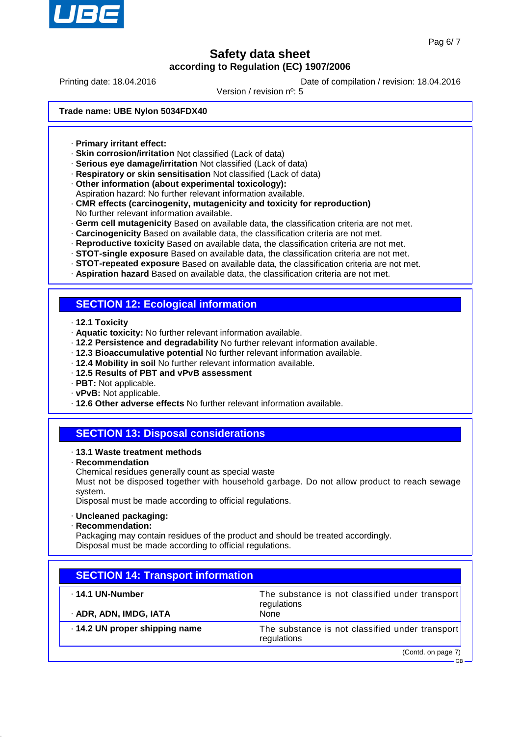Trade name: UBE Nylon 5034FDX40

· **Primary irritant effect:**
· **Skin corrosion/irritation** Not classified (Lack of data)
· **Serious eye damage/irritation** Not classified (Lack of data)
· **Respiratory or skin sensitisation** Not classified (Lack of data)
· **Other information (about experimental toxicology):**
Aspiration hazard: No further relevant information available.
· **CMR effects (carcinogenity, mutagenicity and toxicity for reproduction)**
No further relevant information available.
· **Germ cell mutagenicity** Based on available data, the classification criteria are not met.
· **Carcinogenicity** Based on available data, the classification criteria are not met.
· **Reproductive toxicity** Based on available data, the classification criteria are not met.
· **STOT-single exposure** Based on available data, the classification criteria are not met.
· **STOT-repeated exposure** Based on available data, the classification criteria are not met.
· **Aspiration hazard** Based on available data, the classification criteria are not met.

## SECTION 12: Ecological information

· **12.1 Toxicity**
· **Aquatic toxicity:** No further relevant information available.
· **12.2 Persistence and degradability** No further relevant information available.
· **12.3 Bioaccumulative potential** No further relevant information available.
· **12.4 Mobility in soil** No further relevant information available.
· **12.5 Results of PBT and vPvB assessment**
· **PBT:** Not applicable.
· **vPvB:** Not applicable.
· **12.6 Other adverse effects** No further relevant information available.

## SECTION 13: Disposal considerations

· **13.1 Waste treatment methods**
· **Recommendation**
Chemical residues generally count as special waste
Must not be disposed together with household garbage. Do not allow product to reach sewage system.
Disposal must be made according to official regulations.

· **Uncleaned packaging:**
· **Recommendation:**
Packaging may contain residues of the product and should be treated accordingly.
Disposal must be made according to official regulations.

## SECTION 14: Transport information

| | |
|---|---|
| · **14.1 UN-Number** | The substance is not classified under transport regulations |
| · **ADR, ADN, IMDG, IATA** | None |
| · **14.2 UN proper shipping name** | The substance is not classified under transport regulations |

(Contd. on page 7)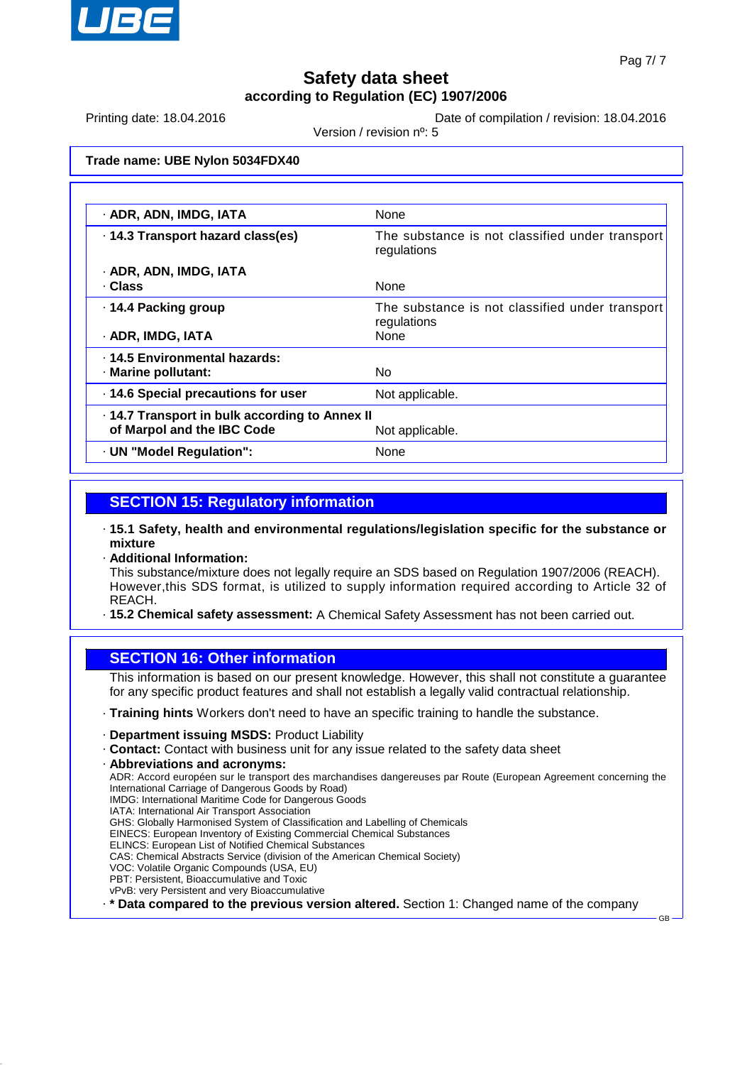**Trade name: UBE Nylon 5034FDX40**

| | |
|---|---|
| · **ADR, ADN, IMDG, IATA** | None |
| · **14.3 Transport hazard class(es)** | The substance is not classified under transport regulations |
| · **ADR, ADN, IMDG, IATA** · **Class** | None |
| · **14.4 Packing group** | The substance is not classified under transport regulations |
| · **ADR, IMDG, IATA** | None |
| · **14.5 Environmental hazards:** · **Marine pollutant:** | No |
| · **14.6 Special precautions for user** | Not applicable. |
| · **14.7 Transport in bulk according to Annex II of Marpol and the IBC Code** | Not applicable. |
| · **UN "Model Regulation":** | None |

## SECTION 15: Regulatory information

· **15.1 Safety, health and environmental regulations/legislation specific for the substance or mixture**

· **Additional Information:**
This substance/mixture does not legally require an SDS based on Regulation 1907/2006 (REACH). However,this SDS format, is utilized to supply information required according to Article 32 of REACH.

· **15.2 Chemical safety assessment:** A Chemical Safety Assessment has not been carried out.

## SECTION 16: Other information

This information is based on our present knowledge. However, this shall not constitute a guarantee for any specific product features and shall not establish a legally valid contractual relationship.

· **Training hints** Workers don't need to have an specific training to handle the substance.

· **Department issuing MSDS:** Product Liability

· **Contact:** Contact with business unit for any issue related to the safety data sheet

· **Abbreviations and acronyms:**
ADR: Accord européen sur le transport des marchandises dangereuses par Route (European Agreement concerning the International Carriage of Dangerous Goods by Road)
IMDG: International Maritime Code for Dangerous Goods
IATA: International Air Transport Association
GHS: Globally Harmonised System of Classification and Labelling of Chemicals
EINECS: European Inventory of Existing Commercial Chemical Substances
ELINCS: European List of Notified Chemical Substances
CAS: Chemical Abstracts Service (division of the American Chemical Society)
VOC: Volatile Organic Compounds (USA, EU)
PBT: Persistent, Bioaccumulative and Toxic
vPvB: very Persistent and very Bioaccumulative

· **\* Data compared to the previous version altered.** Section 1: Changed name of the company